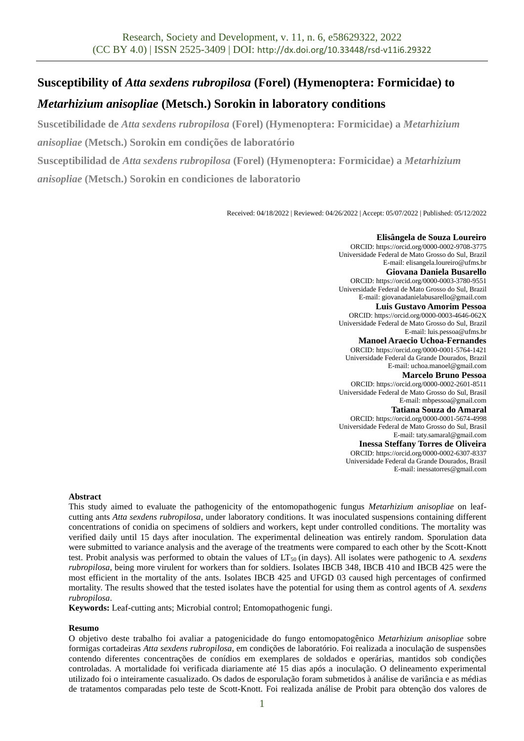# Susceptibility of *Atta sexdens rubropilosa* (Forel) (Hymenoptera: Formicidae) to *Metarhizium anisopliae* (Metsch.) Sorokin in laboratory conditions

**Suscetibilidade de *Atta sexdens rubropilosa* (Forel) (Hymenoptera: Formicidae) a *Metarhizium anisopliae* (Metsch.) Sorokin em condições de laboratório**

**Susceptibilidad de *Atta sexdens rubropilosa* (Forel) (Hymenoptera: Formicidae) a *Metarhizium anisopliae* (Metsch.) Sorokin en condiciones de laboratorio**

Received: 04/18/2022 | Reviewed: 04/26/2022 | Accept: 05/07/2022 | Published: 05/12/2022

**Elisângela de Souza Loureiro**
ORCID: https://orcid.org/0000-0002-9708-3775
Universidade Federal de Mato Grosso do Sul, Brazil
E-mail: elisangela.loureiro@ufms.br

**Giovana Daniela Busarello**
ORCID: https://orcid.org/0000-0003-3780-9551
Universidade Federal de Mato Grosso do Sul, Brazil
E-mail: giovanadanielabusarello@gmail.com

**Luis Gustavo Amorim Pessoa**
ORCID: https://orcid.org/0000-0003-4646-062X
Universidade Federal de Mato Grosso do Sul, Brazil
E-mail: luis.pessoa@ufms.br

**Manoel Araecio Uchoa-Fernandes**
ORCID: https://orcid.org/0000-0001-5764-1421
Universidade Federal da Grande Dourados, Brazil
E-mail: uchoa.manoel@gmail.com

**Marcelo Bruno Pessoa**
ORCID: https://orcid.org/0000-0002-2601-8511
Universidade Federal de Mato Grosso do Sul, Brasil
E-mail: mbpessoa@gmail.com

**Tatiana Souza do Amaral**
ORCID: https://orcid.org/0000-0001-5674-4998
Universidade Federal de Mato Grosso do Sul, Brasil
E-mail: taty.samaral@gmail.com

**Inessa Steffany Torres de Oliveira**
ORCID: https://orcid.org/0000-0002-6307-8337
Universidade Federal da Grande Dourados, Brasil
E-mail: inessatorres@gmail.com

**Abstract**

This study aimed to evaluate the pathogenicity of the entomopathogenic fungus *Metarhizium anisopliae* on leaf-cutting ants *Atta sexdens rubropilosa*, under laboratory conditions. It was inoculated suspensions containing different concentrations of conidia on specimens of soldiers and workers, kept under controlled conditions. The mortality was verified daily until 15 days after inoculation. The experimental delineation was entirely random. Sporulation data were submitted to variance analysis and the average of the treatments were compared to each other by the Scott-Knott test. Probit analysis was performed to obtain the values of $LT_{50}$ (in days). All isolates were pathogenic to *A. sexdens rubropilosa*, being more virulent for workers than for soldiers. Isolates IBCB 348, IBCB 410 and IBCB 425 were the most efficient in the mortality of the ants. Isolates IBCB 425 and UFGD 03 caused high percentages of confirmed mortality. The results showed that the tested isolates have the potential for using them as control agents of *A. sexdens rubropilosa*.

**Keywords:** Leaf-cutting ants; Microbial control; Entomopathogenic fungi.

**Resumo**

O objetivo deste trabalho foi avaliar a patogenicidade do fungo entomopatogênico *Metarhizium anisopliae* sobre formigas cortadeiras *Atta sexdens rubropilosa*, em condições de laboratório. Foi realizada a inoculação de suspensões contendo diferentes concentrações de conídios em exemplares de soldados e operárias, mantidos sob condições controladas. A mortalidade foi verificada diariamente até 15 dias após a inoculação. O delineamento experimental utilizado foi o inteiramente casualizado. Os dados de esporulação foram submetidos à análise de variância e as médias de tratamentos comparadas pelo teste de Scott-Knott. Foi realizada análise de Probit para obtenção dos valores de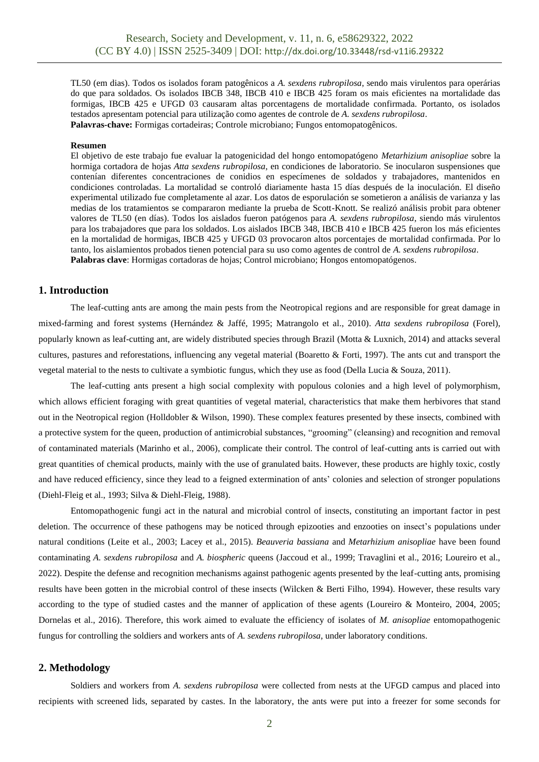TL50 (em dias). Todos os isolados foram patogênicos a *A. sexdens rubropilosa*, sendo mais virulentos para operárias do que para soldados. Os isolados IBCB 348, IBCB 410 e IBCB 425 foram os mais eficientes na mortalidade das formigas, IBCB 425 e UFGD 03 causaram altas porcentagens de mortalidade confirmada. Portanto, os isolados testados apresentam potencial para utilização como agentes de controle de *A. sexdens rubropilosa*.
**Palavras-chave:** Formigas cortadeiras; Controle microbiano; Fungos entomopatogênicos.

**Resumen**
El objetivo de este trabajo fue evaluar la patogenicidad del hongo entomopatógeno *Metarhizium anisopliae* sobre la hormiga cortadora de hojas *Atta sexdens rubropilosa*, en condiciones de laboratorio. Se inocularon suspensiones que contenían diferentes concentraciones de conidios en especímenes de soldados y trabajadores, mantenidos en condiciones controladas. La mortalidad se controló diariamente hasta 15 días después de la inoculación. El diseño experimental utilizado fue completamente al azar. Los datos de esporulación se sometieron a análisis de varianza y las medias de los tratamientos se compararon mediante la prueba de Scott-Knott. Se realizó análisis probit para obtener valores de TL50 (en días). Todos los aislados fueron patógenos para *A. sexdens rubropilosa*, siendo más virulentos para los trabajadores que para los soldados. Los aislados IBCB 348, IBCB 410 e IBCB 425 fueron los más eficientes en la mortalidad de hormigas, IBCB 425 y UFGD 03 provocaron altos porcentajes de mortalidad confirmada. Por lo tanto, los aislamientos probados tienen potencial para su uso como agentes de control de *A. sexdens rubropilosa*.
**Palabras clave**: Hormigas cortadoras de hojas; Control microbiano; Hongos entomopatógenos.

## 1. Introduction

The leaf-cutting ants are among the main pests from the Neotropical regions and are responsible for great damage in mixed-farming and forest systems (Hernández & Jaffé, 1995; Matrangolo et al., 2010). *Atta sexdens rubropilosa* (Forel), popularly known as leaf-cutting ant, are widely distributed species through Brazil (Motta & Luxnich, 2014) and attacks several cultures, pastures and reforestations, influencing any vegetal material (Boaretto & Forti, 1997). The ants cut and transport the vegetal material to the nests to cultivate a symbiotic fungus, which they use as food (Della Lucia & Souza, 2011).

The leaf-cutting ants present a high social complexity with populous colonies and a high level of polymorphism, which allows efficient foraging with great quantities of vegetal material, characteristics that make them herbivores that stand out in the Neotropical region (Holldobler & Wilson, 1990). These complex features presented by these insects, combined with a protective system for the queen, production of antimicrobial substances, "grooming" (cleansing) and recognition and removal of contaminated materials (Marinho et al., 2006), complicate their control. The control of leaf-cutting ants is carried out with great quantities of chemical products, mainly with the use of granulated baits. However, these products are highly toxic, costly and have reduced efficiency, since they lead to a feigned extermination of ants' colonies and selection of stronger populations (Diehl-Fleig et al., 1993; Silva & Diehl-Fleig, 1988).

Entomopathogenic fungi act in the natural and microbial control of insects, constituting an important factor in pest deletion. The occurrence of these pathogens may be noticed through epizooties and enzooties on insect's populations under natural conditions (Leite et al., 2003; Lacey et al., 2015). *Beauveria bassiana* and *Metarhizium anisopliae* have been found contaminating *A. sexdens rubropilosa* and *A. biospheric* queens (Jaccoud et al., 1999; Travaglini et al., 2016; Loureiro et al., 2022). Despite the defense and recognition mechanisms against pathogenic agents presented by the leaf-cutting ants, promising results have been gotten in the microbial control of these insects (Wilcken & Berti Filho, 1994). However, these results vary according to the type of studied castes and the manner of application of these agents (Loureiro & Monteiro, 2004, 2005; Dornelas et al., 2016). Therefore, this work aimed to evaluate the efficiency of isolates of *M. anisopliae* entomopathogenic fungus for controlling the soldiers and workers ants of *A. sexdens rubropilosa*, under laboratory conditions.

## 2. Methodology

Soldiers and workers from *A. sexdens rubropilosa* were collected from nests at the UFGD campus and placed into recipients with screened lids, separated by castes. In the laboratory, the ants were put into a freezer for some seconds for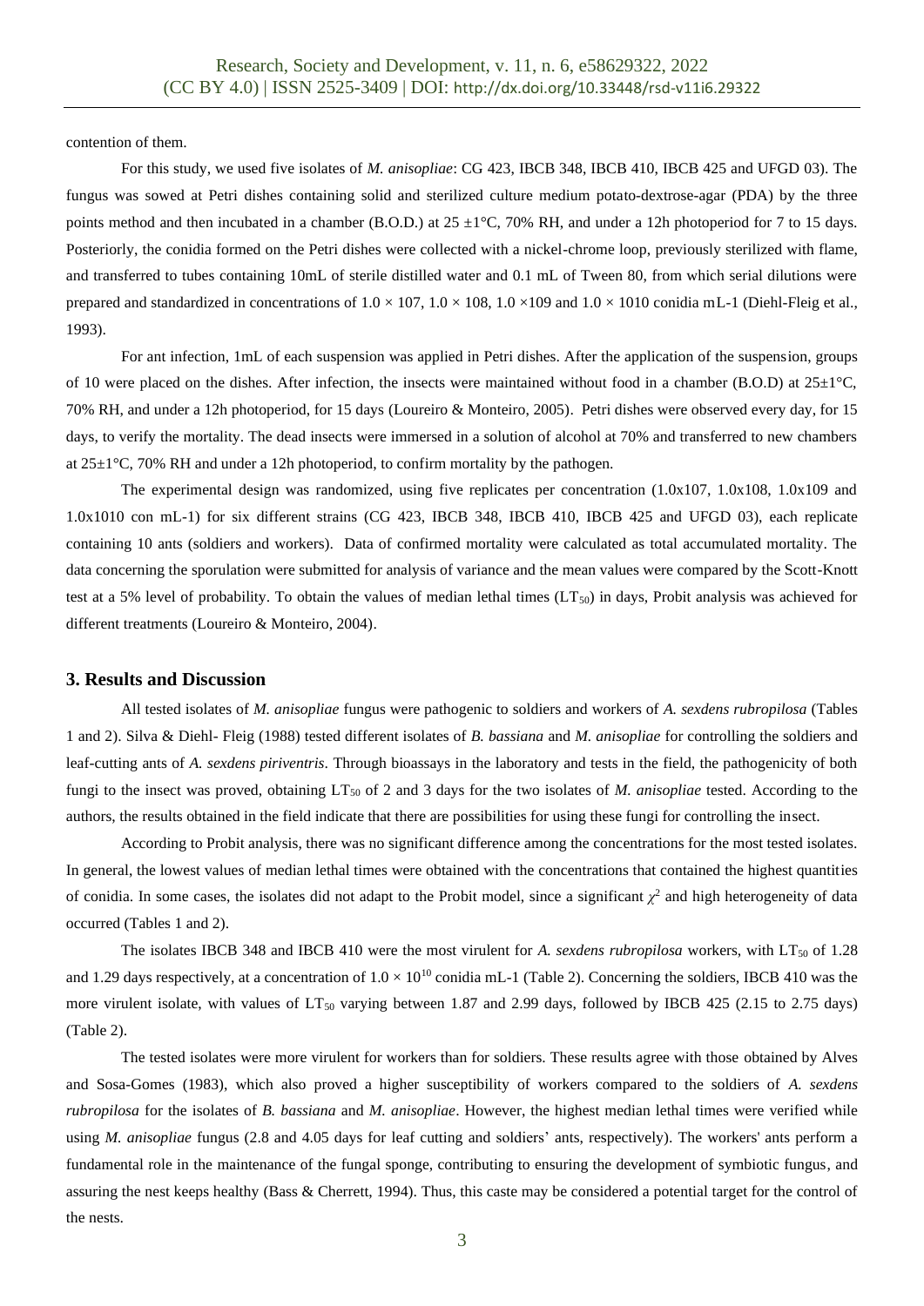contention of them.

For this study, we used five isolates of *M. anisopliae*: CG 423, IBCB 348, IBCB 410, IBCB 425 and UFGD 03). The fungus was sowed at Petri dishes containing solid and sterilized culture medium potato-dextrose-agar (PDA) by the three points method and then incubated in a chamber (B.O.D.) at 25 ±1°C, 70% RH, and under a 12h photoperiod for 7 to 15 days. Posteriorly, the conidia formed on the Petri dishes were collected with a nickel-chrome loop, previously sterilized with flame, and transferred to tubes containing 10mL of sterile distilled water and 0.1 mL of Tween 80, from which serial dilutions were prepared and standardized in concentrations of 1.0 × 107, 1.0 × 108, 1.0 ×109 and 1.0 × 1010 conidia mL-1 (Diehl-Fleig et al., 1993).

For ant infection, 1mL of each suspension was applied in Petri dishes. After the application of the suspension, groups of 10 were placed on the dishes. After infection, the insects were maintained without food in a chamber (B.O.D) at 25±1°C, 70% RH, and under a 12h photoperiod, for 15 days (Loureiro & Monteiro, 2005). Petri dishes were observed every day, for 15 days, to verify the mortality. The dead insects were immersed in a solution of alcohol at 70% and transferred to new chambers at 25±1°C, 70% RH and under a 12h photoperiod, to confirm mortality by the pathogen.

The experimental design was randomized, using five replicates per concentration (1.0x107, 1.0x108, 1.0x109 and 1.0x1010 con mL-1) for six different strains (CG 423, IBCB 348, IBCB 410, IBCB 425 and UFGD 03), each replicate containing 10 ants (soldiers and workers). Data of confirmed mortality were calculated as total accumulated mortality. The data concerning the sporulation were submitted for analysis of variance and the mean values were compared by the Scott-Knott test at a 5% level of probability. To obtain the values of median lethal times ($LT_{50}$) in days, Probit analysis was achieved for different treatments (Loureiro & Monteiro, 2004).

## 3. Results and Discussion

All tested isolates of *M. anisopliae* fungus were pathogenic to soldiers and workers of *A. sexdens rubropilosa* (Tables 1 and 2). Silva & Diehl- Fleig (1988) tested different isolates of *B. bassiana* and *M. anisopliae* for controlling the soldiers and leaf-cutting ants of *A. sexdens piriventris*. Through bioassays in the laboratory and tests in the field, the pathogenicity of both fungi to the insect was proved, obtaining $LT_{50}$ of 2 and 3 days for the two isolates of *M. anisopliae* tested. According to the authors, the results obtained in the field indicate that there are possibilities for using these fungi for controlling the insect.

According to Probit analysis, there was no significant difference among the concentrations for the most tested isolates. In general, the lowest values of median lethal times were obtained with the concentrations that contained the highest quantities of conidia. In some cases, the isolates did not adapt to the Probit model, since a significant $\chi^2$ and high heterogeneity of data occurred (Tables 1 and 2).

The isolates IBCB 348 and IBCB 410 were the most virulent for *A. sexdens rubropilosa* workers, with $LT_{50}$ of 1.28 and 1.29 days respectively, at a concentration of $1.0 \times 10^{10}$ conidia mL-1 (Table 2). Concerning the soldiers, IBCB 410 was the more virulent isolate, with values of $LT_{50}$ varying between 1.87 and 2.99 days, followed by IBCB 425 (2.15 to 2.75 days) (Table 2).

The tested isolates were more virulent for workers than for soldiers. These results agree with those obtained by Alves and Sosa-Gomes (1983), which also proved a higher susceptibility of workers compared to the soldiers of *A. sexdens rubropilosa* for the isolates of *B. bassiana* and *M. anisopliae*. However, the highest median lethal times were verified while using *M. anisopliae* fungus (2.8 and 4.05 days for leaf cutting and soldiers' ants, respectively). The workers' ants perform a fundamental role in the maintenance of the fungal sponge, contributing to ensuring the development of symbiotic fungus, and assuring the nest keeps healthy (Bass & Cherrett, 1994). Thus, this caste may be considered a potential target for the control of the nests.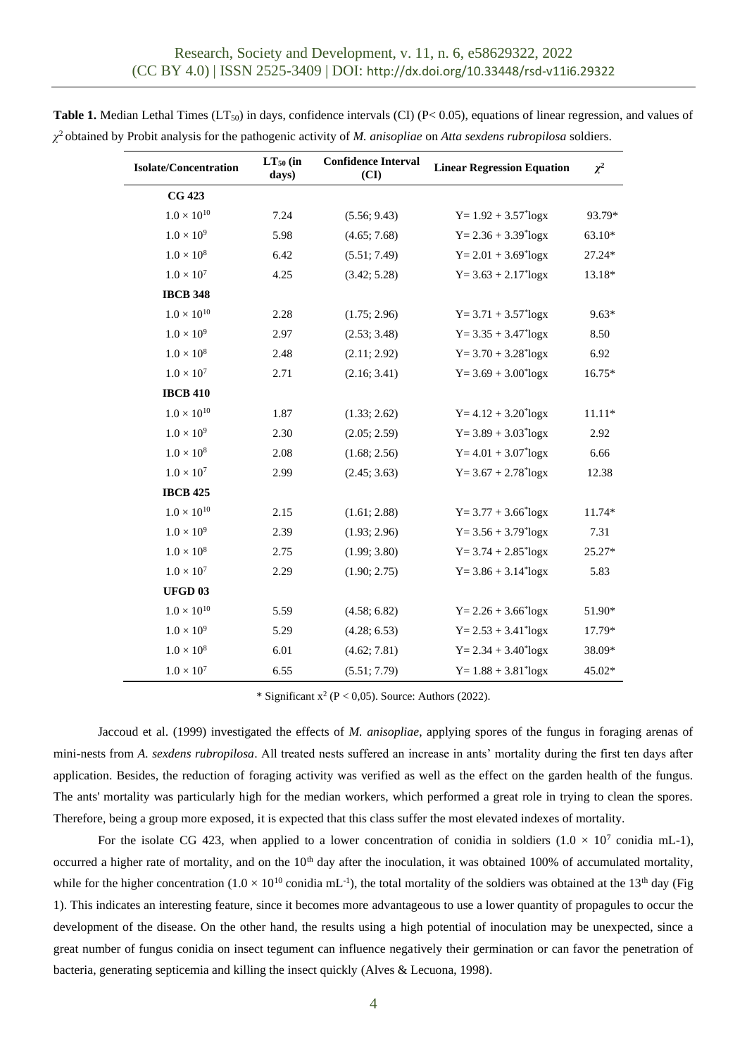**Table 1.** Median Lethal Times ($LT_{50}$) in days, confidence intervals (CI) ($P < 0.05$), equations of linear regression, and values of $\chi^2$ obtained by Probit analysis for the pathogenic activity of *M. anisopliae* on *Atta sexdens rubropilosa* soldiers.

| Isolate/Concentration | $LT_{50}$ (in days) | Confidence Interval (CI) | Linear Regression Equation | $\chi^2$ |
|---|---|---|---|---|
| **CG 423** | | | | |
| $1.0 \times 10^{10}$ | 7.24 | (5.56; 9.43) | $Y= 1.92 + 3.57^{*}\log x$ | 93.79* |
| $1.0 \times 10^{9}$ | 5.98 | (4.65; 7.68) | $Y= 2.36 + 3.39^{*}\log x$ | 63.10* |
| $1.0 \times 10^{8}$ | 6.42 | (5.51; 7.49) | $Y= 2.01 + 3.69^{*}\log x$ | 27.24* |
| $1.0 \times 10^{7}$ | 4.25 | (3.42; 5.28) | $Y= 3.63 + 2.17^{*}\log x$ | 13.18* |
| **IBCB 348** | | | | |
| $1.0 \times 10^{10}$ | 2.28 | (1.75; 2.96) | $Y= 3.71 + 3.57^{*}\log x$ | 9.63* |
| $1.0 \times 10^{9}$ | 2.97 | (2.53; 3.48) | $Y= 3.35 + 3.47^{*}\log x$ | 8.50 |
| $1.0 \times 10^{8}$ | 2.48 | (2.11; 2.92) | $Y= 3.70 + 3.28^{*}\log x$ | 6.92 |
| $1.0 \times 10^{7}$ | 2.71 | (2.16; 3.41) | $Y= 3.69 + 3.00^{*}\log x$ | 16.75* |
| **IBCB 410** | | | | |
| $1.0 \times 10^{10}$ | 1.87 | (1.33; 2.62) | $Y= 4.12 + 3.20^{*}\log x$ | 11.11* |
| $1.0 \times 10^{9}$ | 2.30 | (2.05; 2.59) | $Y= 3.89 + 3.03^{*}\log x$ | 2.92 |
| $1.0 \times 10^{8}$ | 2.08 | (1.68; 2.56) | $Y= 4.01 + 3.07^{*}\log x$ | 6.66 |
| $1.0 \times 10^{7}$ | 2.99 | (2.45; 3.63) | $Y= 3.67 + 2.78^{*}\log x$ | 12.38 |
| **IBCB 425** | | | | |
| $1.0 \times 10^{10}$ | 2.15 | (1.61; 2.88) | $Y= 3.77 + 3.66^{*}\log x$ | 11.74* |
| $1.0 \times 10^{9}$ | 2.39 | (1.93; 2.96) | $Y= 3.56 + 3.79^{*}\log x$ | 7.31 |
| $1.0 \times 10^{8}$ | 2.75 | (1.99; 3.80) | $Y= 3.74 + 2.85^{*}\log x$ | 25.27* |
| $1.0 \times 10^{7}$ | 2.29 | (1.90; 2.75) | $Y= 3.86 + 3.14^{*}\log x$ | 5.83 |
| **UFGD 03** | | | | |
| $1.0 \times 10^{10}$ | 5.59 | (4.58; 6.82) | $Y= 2.26 + 3.66^{*}\log x$ | 51.90* |
| $1.0 \times 10^{9}$ | 5.29 | (4.28; 6.53) | $Y= 2.53 + 3.41^{*}\log x$ | 17.79* |
| $1.0 \times 10^{8}$ | 6.01 | (4.62; 7.81) | $Y= 2.34 + 3.40^{*}\log x$ | 38.09* |
| $1.0 \times 10^{7}$ | 6.55 | (5.51; 7.79) | $Y= 1.88 + 3.81^{*}\log x$ | 45.02* |

\* Significant $x^2$ ($P < 0,05$). Source: Authors (2022).

Jaccoud et al. (1999) investigated the effects of *M. anisopliae*, applying spores of the fungus in foraging arenas of mini-nests from *A. sexdens rubropilosa*. All treated nests suffered an increase in ants' mortality during the first ten days after application. Besides, the reduction of foraging activity was verified as well as the effect on the garden health of the fungus. The ants' mortality was particularly high for the median workers, which performed a great role in trying to clean the spores. Therefore, being a group more exposed, it is expected that this class suffer the most elevated indexes of mortality.

For the isolate CG 423, when applied to a lower concentration of conidia in soldiers ($1.0 \times 10^{7}$ conidia mL-1), occurred a higher rate of mortality, and on the 10th day after the inoculation, it was obtained 100% of accumulated mortality, while for the higher concentration ($1.0 \times 10^{10}$ conidia $mL^{-1}$), the total mortality of the soldiers was obtained at the 13th day (Fig 1). This indicates an interesting feature, since it becomes more advantageous to use a lower quantity of propagules to occur the development of the disease. On the other hand, the results using a high potential of inoculation may be unexpected, since a great number of fungus conidia on insect tegument can influence negatively their germination or can favor the penetration of bacteria, generating septicemia and killing the insect quickly (Alves & Lecuona, 1998).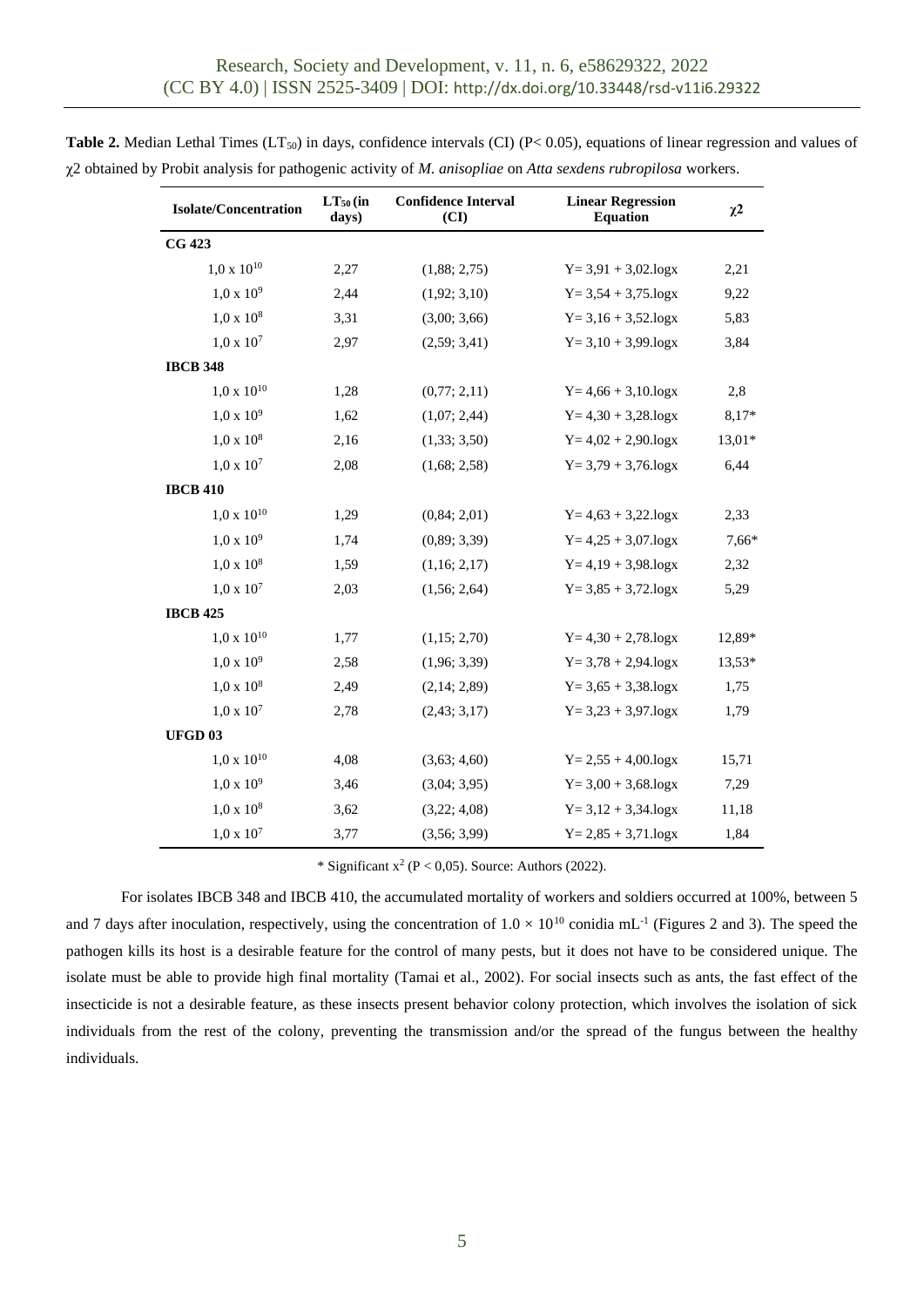**Table 2.** Median Lethal Times ($LT_{50}$) in days, confidence intervals (CI) ($P < 0.05$), equations of linear regression and values of $\chi 2$ obtained by Probit analysis for pathogenic activity of *M. anisopliae* on *Atta sexdens rubropilosa* workers.

| Isolate/Concentration | $LT_{50}$ (in days) | Confidence Interval (CI) | Linear Regression Equation | $\chi 2$ |
|---|---|---|---|---|
| **CG 423** | | | | |
| $1{,}0 \times 10^{10}$ | 2,27 | (1,88; 2,75) | Y= 3,91 + 3,02.logx | 2,21 |
| $1{,}0 \times 10^{9}$ | 2,44 | (1,92; 3,10) | Y= 3,54 + 3,75.logx | 9,22 |
| $1{,}0 \times 10^{8}$ | 3,31 | (3,00; 3,66) | Y= 3,16 + 3,52.logx | 5,83 |
| $1{,}0 \times 10^{7}$ | 2,97 | (2,59; 3,41) | Y= 3,10 + 3,99.logx | 3,84 |
| **IBCB 348** | | | | |
| $1{,}0 \times 10^{10}$ | 1,28 | (0,77; 2,11) | Y= 4,66 + 3,10.logx | 2,8 |
| $1{,}0 \times 10^{9}$ | 1,62 | (1,07; 2,44) | Y= 4,30 + 3,28.logx | 8,17* |
| $1{,}0 \times 10^{8}$ | 2,16 | (1,33; 3,50) | Y= 4,02 + 2,90.logx | 13,01* |
| $1{,}0 \times 10^{7}$ | 2,08 | (1,68; 2,58) | Y= 3,79 + 3,76.logx | 6,44 |
| **IBCB 410** | | | | |
| $1{,}0 \times 10^{10}$ | 1,29 | (0,84; 2,01) | Y= 4,63 + 3,22.logx | 2,33 |
| $1{,}0 \times 10^{9}$ | 1,74 | (0,89; 3,39) | Y= 4,25 + 3,07.logx | 7,66* |
| $1{,}0 \times 10^{8}$ | 1,59 | (1,16; 2,17) | Y= 4,19 + 3,98.logx | 2,32 |
| $1{,}0 \times 10^{7}$ | 2,03 | (1,56; 2,64) | Y= 3,85 + 3,72.logx | 5,29 |
| **IBCB 425** | | | | |
| $1{,}0 \times 10^{10}$ | 1,77 | (1,15; 2,70) | Y= 4,30 + 2,78.logx | 12,89* |
| $1{,}0 \times 10^{9}$ | 2,58 | (1,96; 3,39) | Y= 3,78 + 2,94.logx | 13,53* |
| $1{,}0 \times 10^{8}$ | 2,49 | (2,14; 2,89) | Y= 3,65 + 3,38.logx | 1,75 |
| $1{,}0 \times 10^{7}$ | 2,78 | (2,43; 3,17) | Y= 3,23 + 3,97.logx | 1,79 |
| **UFGD 03** | | | | |
| $1{,}0 \times 10^{10}$ | 4,08 | (3,63; 4,60) | Y= 2,55 + 4,00.logx | 15,71 |
| $1{,}0 \times 10^{9}$ | 3,46 | (3,04; 3,95) | Y= 3,00 + 3,68.logx | 7,29 |
| $1{,}0 \times 10^{8}$ | 3,62 | (3,22; 4,08) | Y= 3,12 + 3,34.logx | 11,18 |
| $1{,}0 \times 10^{7}$ | 3,77 | (3,56; 3,99) | Y= 2,85 + 3,71.logx | 1,84 |

\* Significant $x^2$ ($P < 0{,}05$). Source: Authors (2022).

For isolates IBCB 348 and IBCB 410, the accumulated mortality of workers and soldiers occurred at 100%, between 5 and 7 days after inoculation, respectively, using the concentration of $1.0 \times 10^{10}$ conidia $mL^{-1}$ (Figures 2 and 3). The speed the pathogen kills its host is a desirable feature for the control of many pests, but it does not have to be considered unique. The isolate must be able to provide high final mortality (Tamai et al., 2002). For social insects such as ants, the fast effect of the insecticide is not a desirable feature, as these insects present behavior colony protection, which involves the isolation of sick individuals from the rest of the colony, preventing the transmission and/or the spread of the fungus between the healthy individuals.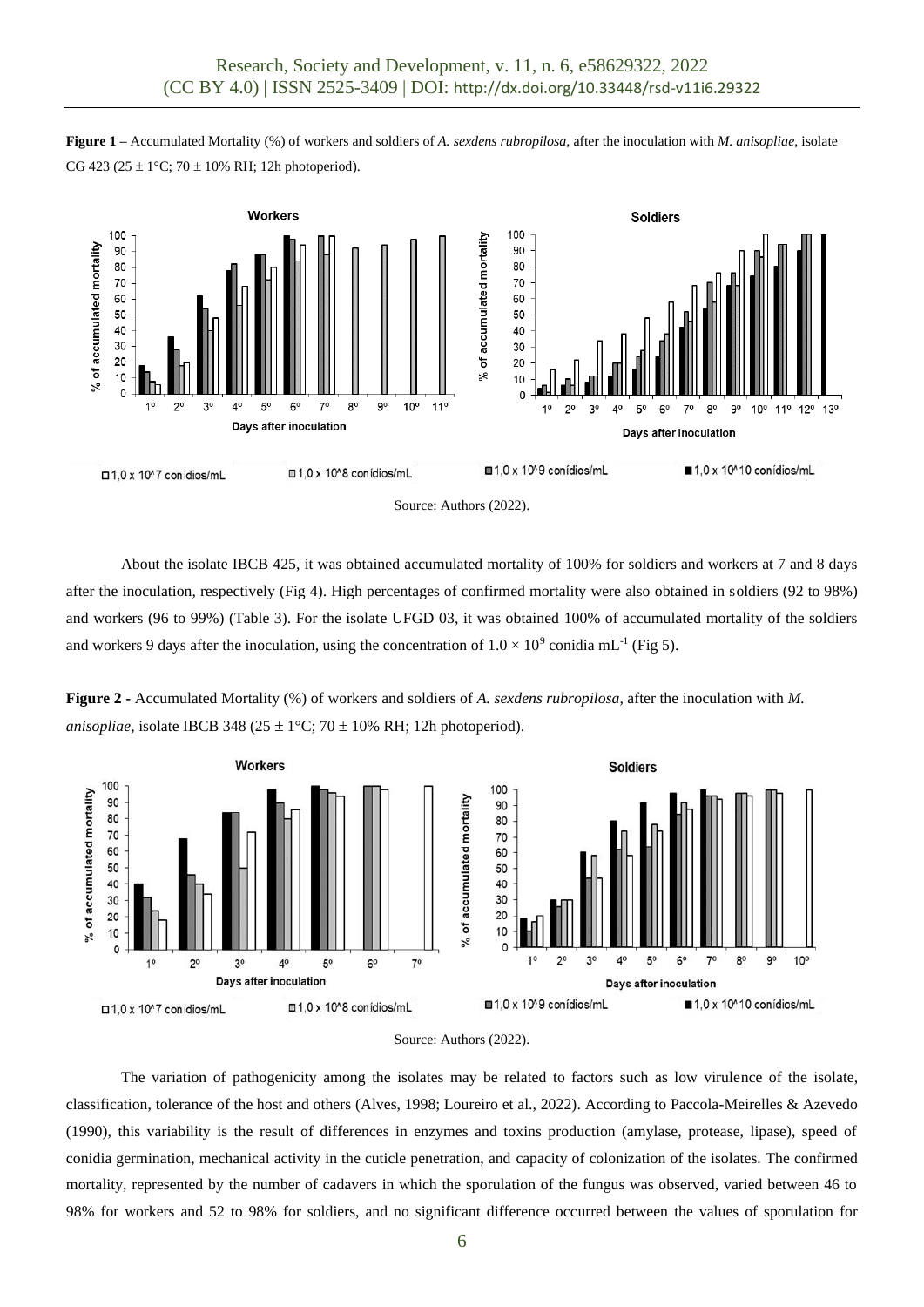**Figure 1 –** Accumulated Mortality (%) of workers and soldiers of *A. sexdens rubropilosa*, after the inoculation with *M. anisopliae*, isolate CG 423 (25 ± 1°C; 70 ± 10% RH; 12h photoperiod).

Source: Authors (2022).

About the isolate IBCB 425, it was obtained accumulated mortality of 100% for soldiers and workers at 7 and 8 days after the inoculation, respectively (Fig 4). High percentages of confirmed mortality were also obtained in soldiers (92 to 98%) and workers (96 to 99%) (Table 3). For the isolate UFGD 03, it was obtained 100% of accumulated mortality of the soldiers and workers 9 days after the inoculation, using the concentration of $1.0 \times 10^9$ conidia $mL^{-1}$ (Fig 5).

**Figure 2 -** Accumulated Mortality (%) of workers and soldiers of *A. sexdens rubropilosa*, after the inoculation with *M. anisopliae*, isolate IBCB 348 (25 ± 1°C; 70 ± 10% RH; 12h photoperiod).

Source: Authors (2022).

The variation of pathogenicity among the isolates may be related to factors such as low virulence of the isolate, classification, tolerance of the host and others (Alves, 1998; Loureiro et al., 2022). According to Paccola-Meirelles & Azevedo (1990), this variability is the result of differences in enzymes and toxins production (amylase, protease, lipase), speed of conidia germination, mechanical activity in the cuticle penetration, and capacity of colonization of the isolates. The confirmed mortality, represented by the number of cadavers in which the sporulation of the fungus was observed, varied between 46 to 98% for workers and 52 to 98% for soldiers, and no significant difference occurred between the values of sporulation for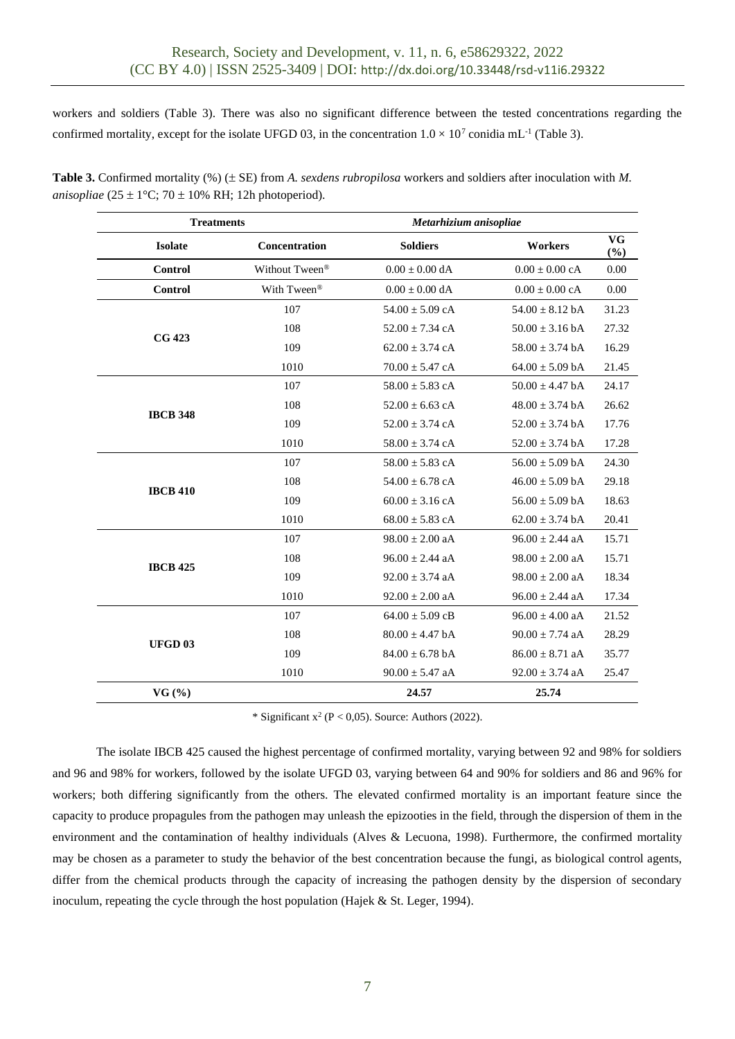workers and soldiers (Table 3). There was also no significant difference between the tested concentrations regarding the confirmed mortality, except for the isolate UFGD 03, in the concentration $1.0 \times 10^7$ conidia mL$^{-1}$ (Table 3).

**Table 3.** Confirmed mortality (%) (± SE) from *A. sexdens rubropilosa* workers and soldiers after inoculation with *M. anisopliae* (25 ± 1°C; 70 ± 10% RH; 12h photoperiod).

| Treatments | | *Metarhizium anisopliae* | | |
|---|---|---|---|---|
| **Isolate** | **Concentration** | **Soldiers** | **Workers** | **VG (%)** |
| **Control** | Without Tween® | 0.00 ± 0.00 dA | 0.00 ± 0.00 cA | 0.00 |
| **Control** | With Tween® | 0.00 ± 0.00 dA | 0.00 ± 0.00 cA | 0.00 |
| **CG 423** | 107 | 54.00 ± 5.09 cA | 54.00 ± 8.12 bA | 31.23 |
| | 108 | 52.00 ± 7.34 cA | 50.00 ± 3.16 bA | 27.32 |
| | 109 | 62.00 ± 3.74 cA | 58.00 ± 3.74 bA | 16.29 |
| | 1010 | 70.00 ± 5.47 cA | 64.00 ± 5.09 bA | 21.45 |
| **IBCB 348** | 107 | 58.00 ± 5.83 cA | 50.00 ± 4.47 bA | 24.17 |
| | 108 | 52.00 ± 6.63 cA | 48.00 ± 3.74 bA | 26.62 |
| | 109 | 52.00 ± 3.74 cA | 52.00 ± 3.74 bA | 17.76 |
| | 1010 | 58.00 ± 3.74 cA | 52.00 ± 3.74 bA | 17.28 |
| **IBCB 410** | 107 | 58.00 ± 5.83 cA | 56.00 ± 5.09 bA | 24.30 |
| | 108 | 54.00 ± 6.78 cA | 46.00 ± 5.09 bA | 29.18 |
| | 109 | 60.00 ± 3.16 cA | 56.00 ± 5.09 bA | 18.63 |
| | 1010 | 68.00 ± 5.83 cA | 62.00 ± 3.74 bA | 20.41 |
| **IBCB 425** | 107 | 98.00 ± 2.00 aA | 96.00 ± 2.44 aA | 15.71 |
| | 108 | 96.00 ± 2.44 aA | 98.00 ± 2.00 aA | 15.71 |
| | 109 | 92.00 ± 3.74 aA | 98.00 ± 2.00 aA | 18.34 |
| | 1010 | 92.00 ± 2.00 aA | 96.00 ± 2.44 aA | 17.34 |
| **UFGD 03** | 107 | 64.00 ± 5.09 cB | 96.00 ± 4.00 aA | 21.52 |
| | 108 | 80.00 ± 4.47 bA | 90.00 ± 7.74 aA | 28.29 |
| | 109 | 84.00 ± 6.78 bA | 86.00 ± 8.71 aA | 35.77 |
| | 1010 | 90.00 ± 5.47 aA | 92.00 ± 3.74 aA | 25.47 |
| **VG (%)** | | **24.57** | **25.74** | |

* Significant $x^2$ ($P < 0,05$). Source: Authors (2022).

The isolate IBCB 425 caused the highest percentage of confirmed mortality, varying between 92 and 98% for soldiers and 96 and 98% for workers, followed by the isolate UFGD 03, varying between 64 and 90% for soldiers and 86 and 96% for workers; both differing significantly from the others. The elevated confirmed mortality is an important feature since the capacity to produce propagules from the pathogen may unleash the epizooties in the field, through the dispersion of them in the environment and the contamination of healthy individuals (Alves & Lecuona, 1998). Furthermore, the confirmed mortality may be chosen as a parameter to study the behavior of the best concentration because the fungi, as biological control agents, differ from the chemical products through the capacity of increasing the pathogen density by the dispersion of secondary inoculum, repeating the cycle through the host population (Hajek & St. Leger, 1994).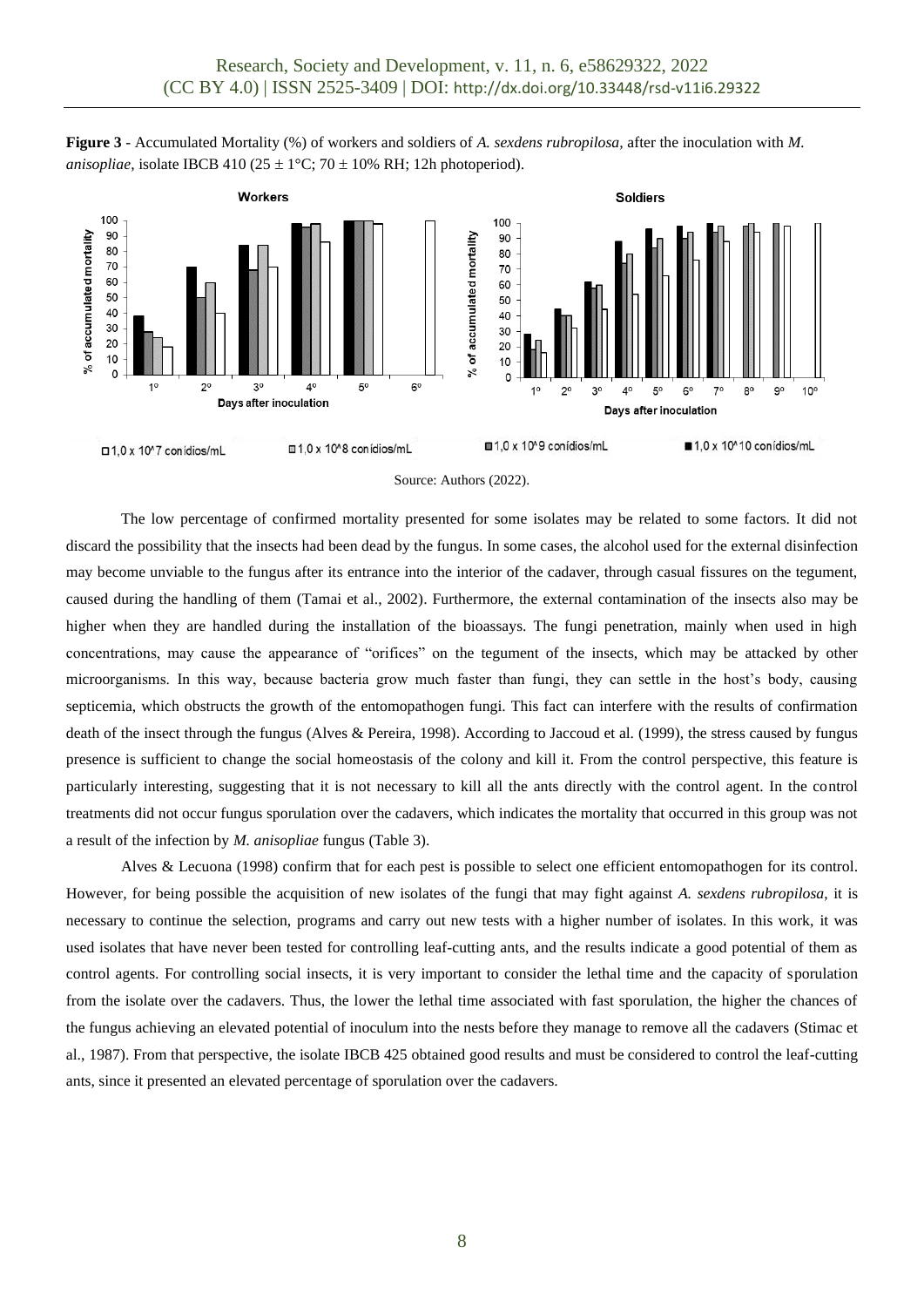**Figure 3** - Accumulated Mortality (%) of workers and soldiers of *A. sexdens rubropilosa*, after the inoculation with *M. anisopliae*, isolate IBCB 410 (25 ± 1°C; 70 ± 10% RH; 12h photoperiod).

Source: Authors (2022).

The low percentage of confirmed mortality presented for some isolates may be related to some factors. It did not discard the possibility that the insects had been dead by the fungus. In some cases, the alcohol used for the external disinfection may become unviable to the fungus after its entrance into the interior of the cadaver, through casual fissures on the tegument, caused during the handling of them (Tamai et al., 2002). Furthermore, the external contamination of the insects also may be higher when they are handled during the installation of the bioassays. The fungi penetration, mainly when used in high concentrations, may cause the appearance of "orifices" on the tegument of the insects, which may be attacked by other microorganisms. In this way, because bacteria grow much faster than fungi, they can settle in the host's body, causing septicemia, which obstructs the growth of the entomopathogen fungi. This fact can interfere with the results of confirmation death of the insect through the fungus (Alves & Pereira, 1998). According to Jaccoud et al. (1999), the stress caused by fungus presence is sufficient to change the social homeostasis of the colony and kill it. From the control perspective, this feature is particularly interesting, suggesting that it is not necessary to kill all the ants directly with the control agent. In the control treatments did not occur fungus sporulation over the cadavers, which indicates the mortality that occurred in this group was not a result of the infection by *M. anisopliae* fungus (Table 3).

Alves & Lecuona (1998) confirm that for each pest is possible to select one efficient entomopathogen for its control. However, for being possible the acquisition of new isolates of the fungi that may fight against *A. sexdens rubropilosa*, it is necessary to continue the selection, programs and carry out new tests with a higher number of isolates. In this work, it was used isolates that have never been tested for controlling leaf-cutting ants, and the results indicate a good potential of them as control agents. For controlling social insects, it is very important to consider the lethal time and the capacity of sporulation from the isolate over the cadavers. Thus, the lower the lethal time associated with fast sporulation, the higher the chances of the fungus achieving an elevated potential of inoculum into the nests before they manage to remove all the cadavers (Stimac et al., 1987). From that perspective, the isolate IBCB 425 obtained good results and must be considered to control the leaf-cutting ants, since it presented an elevated percentage of sporulation over the cadavers.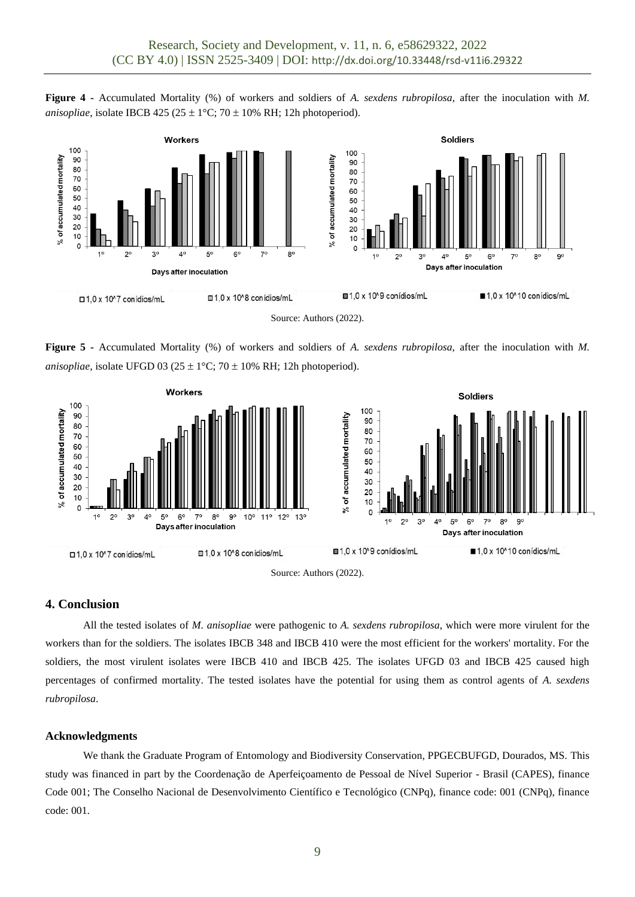**Figure 4** - Accumulated Mortality (%) of workers and soldiers of *A. sexdens rubropilosa*, after the inoculation with *M. anisopliae*, isolate IBCB 425 (25 ± 1°C; 70 ± 10% RH; 12h photoperiod).

Source: Authors (2022).

**Figure 5** - Accumulated Mortality (%) of workers and soldiers of *A. sexdens rubropilosa*, after the inoculation with *M. anisopliae*, isolate UFGD 03 (25 ± 1°C; 70 ± 10% RH; 12h photoperiod).

Source: Authors (2022).

## 4. Conclusion

All the tested isolates of *M. anisopliae* were pathogenic to *A. sexdens rubropilosa*, which were more virulent for the workers than for the soldiers. The isolates IBCB 348 and IBCB 410 were the most efficient for the workers' mortality. For the soldiers, the most virulent isolates were IBCB 410 and IBCB 425. The isolates UFGD 03 and IBCB 425 caused high percentages of confirmed mortality. The tested isolates have the potential for using them as control agents of *A. sexdens rubropilosa*.

### Acknowledgments

We thank the Graduate Program of Entomology and Biodiversity Conservation, PPGECBUFGD, Dourados, MS. This study was financed in part by the Coordenação de Aperfeiçoamento de Pessoal de Nível Superior - Brasil (CAPES), finance Code 001; The Conselho Nacional de Desenvolvimento Científico e Tecnológico (CNPq), finance code: 001 (CNPq), finance code: 001.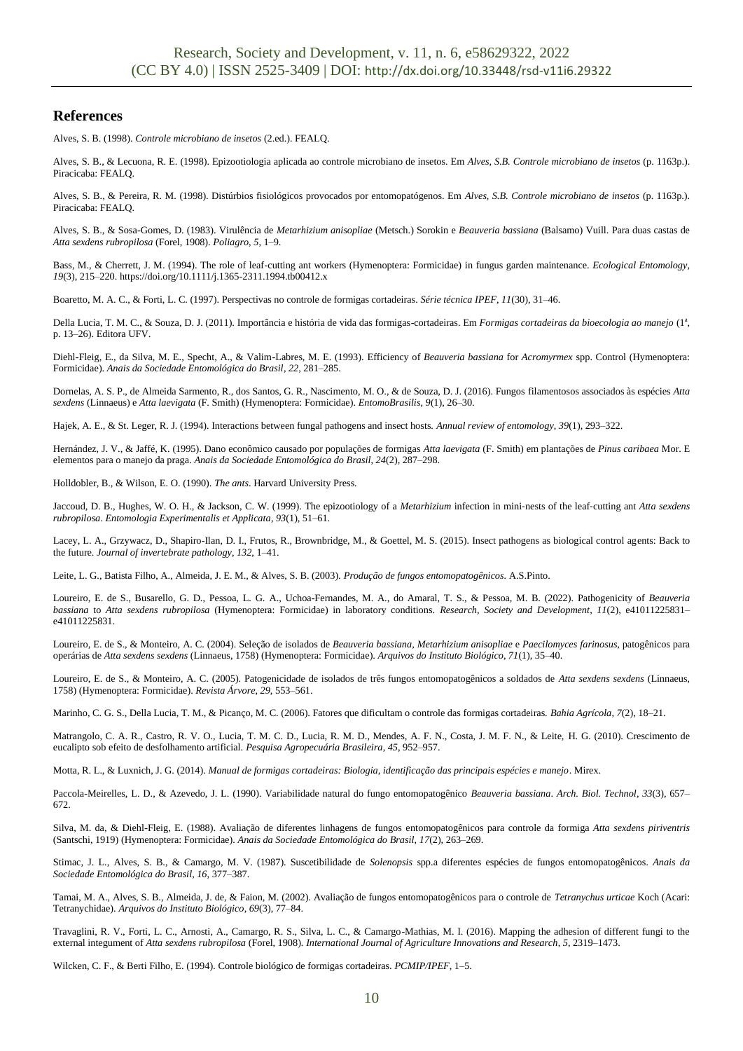## References

Alves, S. B. (1998). *Controle microbiano de insetos* (2.ed.). FEALQ.

Alves, S. B., & Lecuona, R. E. (1998). Epizootiologia aplicada ao controle microbiano de insetos. Em *Alves, S.B. Controle microbiano de insetos* (p. 1163p.). Piracicaba: FEALQ.

Alves, S. B., & Pereira, R. M. (1998). Distúrbios fisiológicos provocados por entomopatógenos. Em *Alves, S.B. Controle microbiano de insetos* (p. 1163p.). Piracicaba: FEALQ.

Alves, S. B., & Sosa-Gomes, D. (1983). Virulência de *Metarhizium anisopliae* (Metsch.) Sorokin e *Beauveria bassiana* (Balsamo) Vuill. Para duas castas de *Atta sexdens rubropilosa* (Forel, 1908). *Poliagro*, *5*, 1–9.

Bass, M., & Cherrett, J. M. (1994). The role of leaf-cutting ant workers (Hymenoptera: Formicidae) in fungus garden maintenance. *Ecological Entomology*, *19*(3), 215–220. https://doi.org/10.1111/j.1365-2311.1994.tb00412.x

Boaretto, M. A. C., & Forti, L. C. (1997). Perspectivas no controle de formigas cortadeiras. *Série técnica IPEF*, *11*(30), 31–46.

Della Lucia, T. M. C., & Souza, D. J. (2011). Importância e história de vida das formigas-cortadeiras. Em *Formigas cortadeiras da bioecologia ao manejo* (1ª, p. 13–26). Editora UFV.

Diehl-Fleig, E., da Silva, M. E., Specht, A., & Valim-Labres, M. E. (1993). Efficiency of *Beauveria bassiana* for *Acromyrmex* spp. Control (Hymenoptera: Formicidae). *Anais da Sociedade Entomológica do Brasil*, *22*, 281–285.

Dornelas, A. S. P., de Almeida Sarmento, R., dos Santos, G. R., Nascimento, M. O., & de Souza, D. J. (2016). Fungos filamentosos associados às espécies *Atta sexdens* (Linnaeus) e *Atta laevigata* (F. Smith) (Hymenoptera: Formicidae). *EntomoBrasilis*, *9*(1), 26–30.

Hajek, A. E., & St. Leger, R. J. (1994). Interactions between fungal pathogens and insect hosts. *Annual review of entomology*, *39*(1), 293–322.

Hernández, J. V., & Jaffé, K. (1995). Dano econômico causado por populações de formigas *Atta laevigata* (F. Smith) em plantações de *Pinus caribaea* Mor. E elementos para o manejo da praga. *Anais da Sociedade Entomológica do Brasil*, *24*(2), 287–298.

Holldobler, B., & Wilson, E. O. (1990). *The ants*. Harvard University Press.

Jaccoud, D. B., Hughes, W. O. H., & Jackson, C. W. (1999). The epizootiology of a *Metarhizium* infection in mini-nests of the leaf-cutting ant *Atta sexdens rubropilosa*. *Entomologia Experimentalis et Applicata*, *93*(1), 51–61.

Lacey, L. A., Grzywacz, D., Shapiro-Ilan, D. I., Frutos, R., Brownbridge, M., & Goettel, M. S. (2015). Insect pathogens as biological control agents: Back to the future. *Journal of invertebrate pathology*, *132*, 1–41.

Leite, L. G., Batista Filho, A., Almeida, J. E. M., & Alves, S. B. (2003). *Produção de fungos entomopatogênicos*. A.S.Pinto.

Loureiro, E. de S., Busarello, G. D., Pessoa, L. G. A., Uchoa-Fernandes, M. A., do Amaral, T. S., & Pessoa, M. B. (2022). Pathogenicity of *Beauveria bassiana* to *Atta sexdens rubropilosa* (Hymenoptera: Formicidae) in laboratory conditions. *Research, Society and Development*, *11*(2), e41011225831–e41011225831.

Loureiro, E. de S., & Monteiro, A. C. (2004). Seleção de isolados de *Beauveria bassiana*, *Metarhizium anisopliae* e *Paecilomyces farinosus*, patogênicos para operárias de *Atta sexdens sexdens* (Linnaeus, 1758) (Hymenoptera: Formicidae). *Arquivos do Instituto Biológico*, *71*(1), 35–40.

Loureiro, E. de S., & Monteiro, A. C. (2005). Patogenicidade de isolados de três fungos entomopatogênicos a soldados de *Atta sexdens sexdens* (Linnaeus, 1758) (Hymenoptera: Formicidae). *Revista Árvore*, *29*, 553–561.

Marinho, C. G. S., Della Lucia, T. M., & Picanço, M. C. (2006). Fatores que dificultam o controle das formigas cortadeiras. *Bahia Agrícola*, *7*(2), 18–21.

Matrangolo, C. A. R., Castro, R. V. O., Lucia, T. M. C. D., Lucia, R. M. D., Mendes, A. F. N., Costa, J. M. F. N., & Leite, H. G. (2010). Crescimento de eucalipto sob efeito de desfolhamento artificial. *Pesquisa Agropecuária Brasileira*, *45*, 952–957.

Motta, R. L., & Luxnich, J. G. (2014). *Manual de formigas cortadeiras: Biologia, identificação das principais espécies e manejo*. Mirex.

Paccola-Meirelles, L. D., & Azevedo, J. L. (1990). Variabilidade natural do fungo entomopatogênico *Beauveria bassiana*. *Arch. Biol. Technol*, *33*(3), 657–672.

Silva, M. da, & Diehl-Fleig, E. (1988). Avaliação de diferentes linhagens de fungos entomopatogênicos para controle da formiga *Atta sexdens piriventris* (Santschi, 1919) (Hymenoptera: Formicidae). *Anais da Sociedade Entomológica do Brasil*, *17*(2), 263–269.

Stimac, J. L., Alves, S. B., & Camargo, M. V. (1987). Suscetibilidade de *Solenopsis* spp.a diferentes espécies de fungos entomopatogênicos. *Anais da Sociedade Entomológica do Brasil*, *16*, 377–387.

Tamai, M. A., Alves, S. B., Almeida, J. de, & Faion, M. (2002). Avaliação de fungos entomopatogênicos para o controle de *Tetranychus urticae* Koch (Acari: Tetranychidae). *Arquivos do Instituto Biológico*, *69*(3), 77–84.

Travaglini, R. V., Forti, L. C., Arnosti, A., Camargo, R. S., Silva, L. C., & Camargo-Mathias, M. I. (2016). Mapping the adhesion of different fungi to the external integument of *Atta sexdens rubropilosa* (Forel, 1908). *International Journal of Agriculture Innovations and Research*, *5*, 2319–1473.

Wilcken, C. F., & Berti Filho, E. (1994). Controle biológico de formigas cortadeiras. *PCMIP/IPEF*, 1–5.